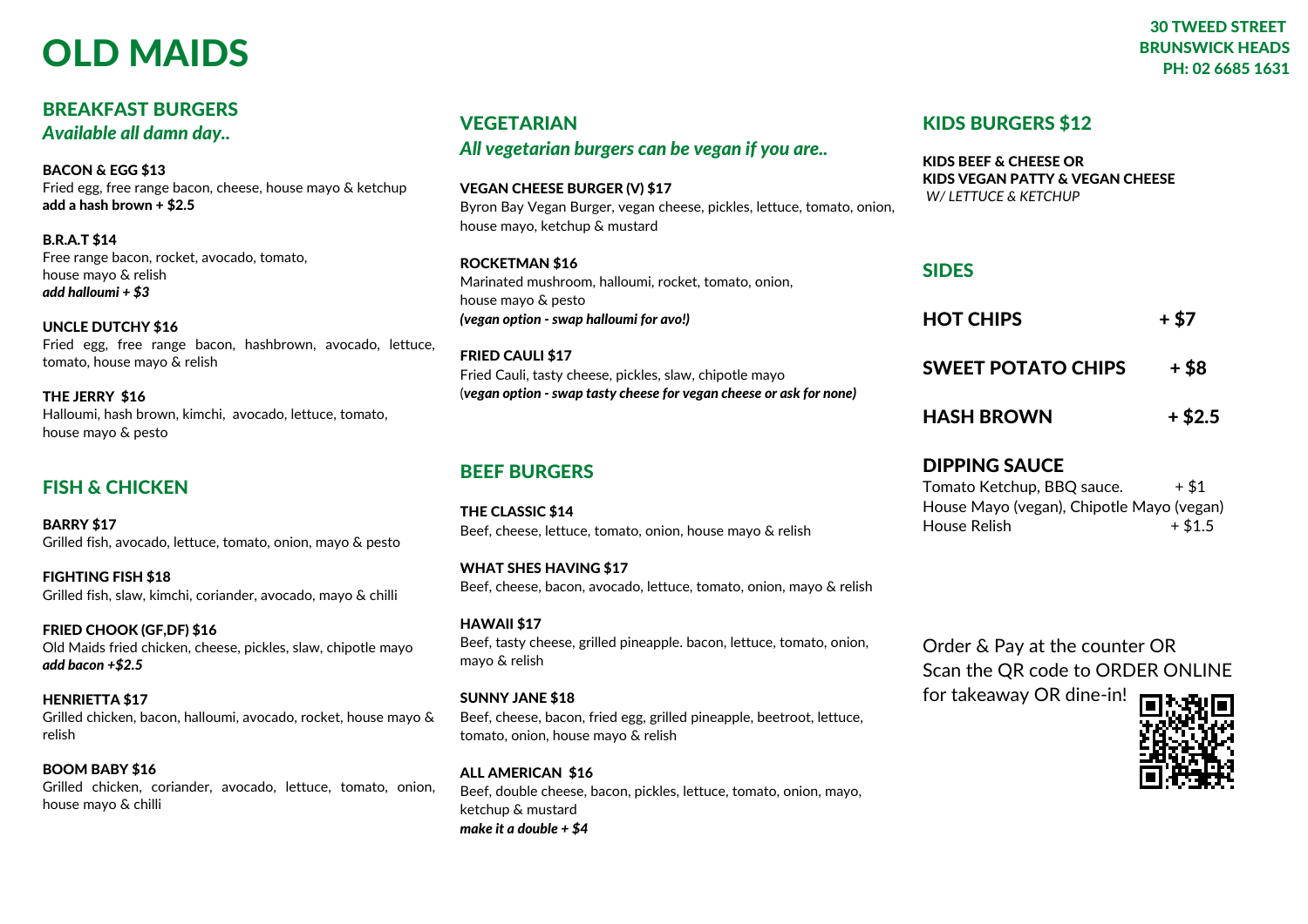# OLD MAIDS

**30 TWEED STREET**
**BRUNSWICK HEADS**
**PH: 02 6685 1631**

## BREAKFAST BURGERS

*Available all damn day..*

**BACON & EGG $13**
Fried egg, free range bacon, cheese, house mayo & ketchup
**add a hash brown + $2.5**

**B.R.A.T $14**
Free range bacon, rocket, avocado, tomato,
house mayo & relish
***add halloumi + $3***

**UNCLE DUTCHY $16**
Fried egg, free range bacon, hashbrown, avocado, lettuce, tomato, house mayo & relish

**THE JERRY $16**
Halloumi, hash brown, kimchi, avocado, lettuce, tomato,
house mayo & pesto

## FISH & CHICKEN

**BARRY $17**
Grilled fish, avocado, lettuce, tomato, onion, mayo & pesto

**FIGHTING FISH $18**
Grilled fish, slaw, kimchi, coriander, avocado, mayo & chilli

**FRIED CHOOK (GF,DF) $16**
Old Maids fried chicken, cheese, pickles, slaw, chipotle mayo
***add bacon +$2.5***

**HENRIETTA $17**
Grilled chicken, bacon, halloumi, avocado, rocket, house mayo & relish

**BOOM BABY $16**
Grilled chicken, coriander, avocado, lettuce, tomato, onion, house mayo & chilli

## VEGETARIAN

*All vegetarian burgers can be vegan if you are..*

**VEGAN CHEESE BURGER (V) $17**
Byron Bay Vegan Burger, vegan cheese, pickles, lettuce, tomato, onion, house mayo, ketchup & mustard

**ROCKETMAN $16**
Marinated mushroom, halloumi, rocket, tomato, onion,
house mayo & pesto
***(vegan option - swap halloumi for avo!)***

**FRIED CAULI $17**
Fried Cauli, tasty cheese, pickles, slaw, chipotle mayo
(***vegan option - swap tasty cheese for vegan cheese or ask for none)***

## BEEF BURGERS

**THE CLASSIC $14**
Beef, cheese, lettuce, tomato, onion, house mayo & relish

**WHAT SHES HAVING $17**
Beef, cheese, bacon, avocado, lettuce, tomato, onion, mayo & relish

**HAWAII $17**
Beef, tasty cheese, grilled pineapple. bacon, lettuce, tomato, onion, mayo & relish

**SUNNY JANE $18**
Beef, cheese, bacon, fried egg, grilled pineapple, beetroot, lettuce, tomato, onion, house mayo & relish

**ALL AMERICAN $16**
Beef, double cheese, bacon, pickles, lettuce, tomato, onion, mayo, ketchup & mustard
***make it a double + $4***

## KIDS BURGERS $12

**KIDS BEEF & CHEESE OR**
**KIDS VEGAN PATTY & VEGAN CHEESE**
*W/ LETTUCE & KETCHUP*

## SIDES

**HOT CHIPS + $7**

**SWEET POTATO CHIPS + $8**

**HASH BROWN + $2.5**

## DIPPING SAUCE

Tomato Ketchup, BBQ sauce. + $1
House Mayo (vegan), Chipotle Mayo (vegan)
House Relish + $1.5

Order & Pay at the counter OR
Scan the QR code to ORDER ONLINE
for takeaway OR dine-in!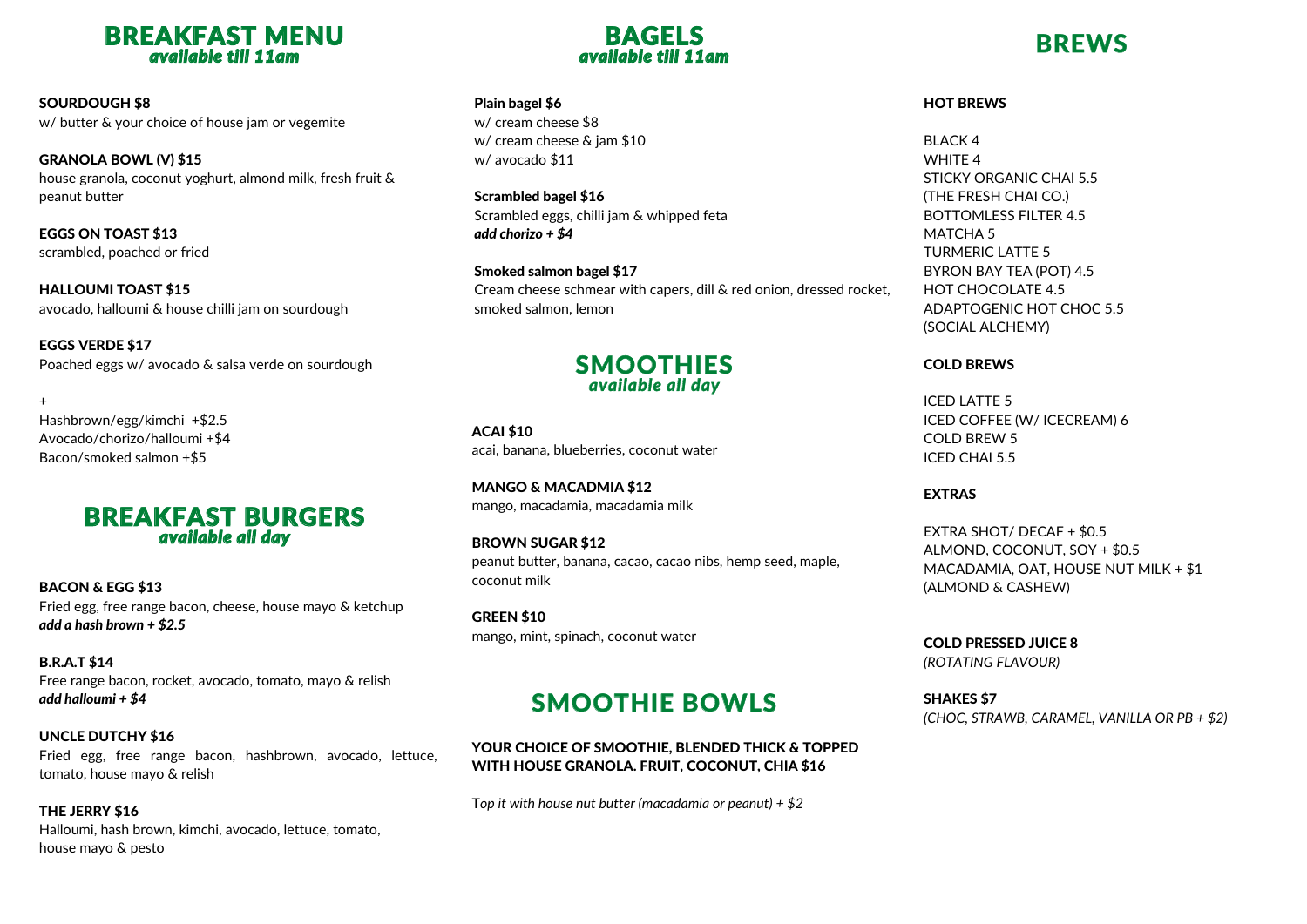# BREAKFAST MENU
*available till 11am*

**SOURDOUGH $8**
w/ butter & your choice of house jam or vegemite

**GRANOLA BOWL (V) $15**
house granola, coconut yoghurt, almond milk, fresh fruit & peanut butter

**EGGS ON TOAST $13**
scrambled, poached or fried

**HALLOUMI TOAST $15**
avocado, halloumi & house chilli jam on sourdough

**EGGS VERDE $17**
Poached eggs w/ avocado & salsa verde on sourdough

+
Hashbrown/egg/kimchi +$2.5
Avocado/chorizo/halloumi +$4
Bacon/smoked salmon +$5

# BREAKFAST BURGERS
*available all day*

**BACON & EGG $13**
Fried egg, free range bacon, cheese, house mayo & ketchup
***add a hash brown + $2.5***

**B.R.A.T $14**
Free range bacon, rocket, avocado, tomato, mayo & relish
***add halloumi + $4***

**UNCLE DUTCHY $16**
Fried egg, free range bacon, hashbrown, avocado, lettuce, tomato, house mayo & relish

**THE JERRY $16**
Halloumi, hash brown, kimchi, avocado, lettuce, tomato, house mayo & pesto

# BAGELS
*available till 11am*

**Plain bagel $6**
w/ cream cheese $8
w/ cream cheese & jam $10
w/ avocado $11

**Scrambled bagel $16**
Scrambled eggs, chilli jam & whipped feta
***add chorizo + $4***

**Smoked salmon bagel $17**
Cream cheese schmear with capers, dill & red onion, dressed rocket, smoked salmon, lemon

# SMOOTHIES
*available all day*

**ACAI $10**
acai, banana, blueberries, coconut water

**MANGO & MACADMIA $12**
mango, macadamia, macadamia milk

**BROWN SUGAR $12**
peanut butter, banana, cacao, cacao nibs, hemp seed, maple, coconut milk

**GREEN $10**
mango, mint, spinach, coconut water

# SMOOTHIE BOWLS

**YOUR CHOICE OF SMOOTHIE, BLENDED THICK & TOPPED WITH HOUSE GRANOLA. FRUIT, COCONUT, CHIA $16**

*Top it with house nut butter (macadamia or peanut) + $2*

# BREWS

**HOT BREWS**

BLACK 4
WHITE 4
STICKY ORGANIC CHAI 5.5
(THE FRESH CHAI CO.)
BOTTOMLESS FILTER 4.5
MATCHA 5
TURMERIC LATTE 5
BYRON BAY TEA (POT) 4.5
HOT CHOCOLATE 4.5
ADAPTOGENIC HOT CHOC 5.5
(SOCIAL ALCHEMY)

**COLD BREWS**

ICED LATTE 5
ICED COFFEE (W/ ICECREAM) 6
COLD BREW 5
ICED CHAI 5.5

**EXTRAS**

EXTRA SHOT/ DECAF + $0.5
ALMOND, COCONUT, SOY + $0.5
MACADAMIA, OAT, HOUSE NUT MILK + $1
(ALMOND & CASHEW)

**COLD PRESSED JUICE 8**
*(ROTATING FLAVOUR)*

**SHAKES $7**
*(CHOC, STRAWB, CARAMEL, VANILLA OR PB + $2)*